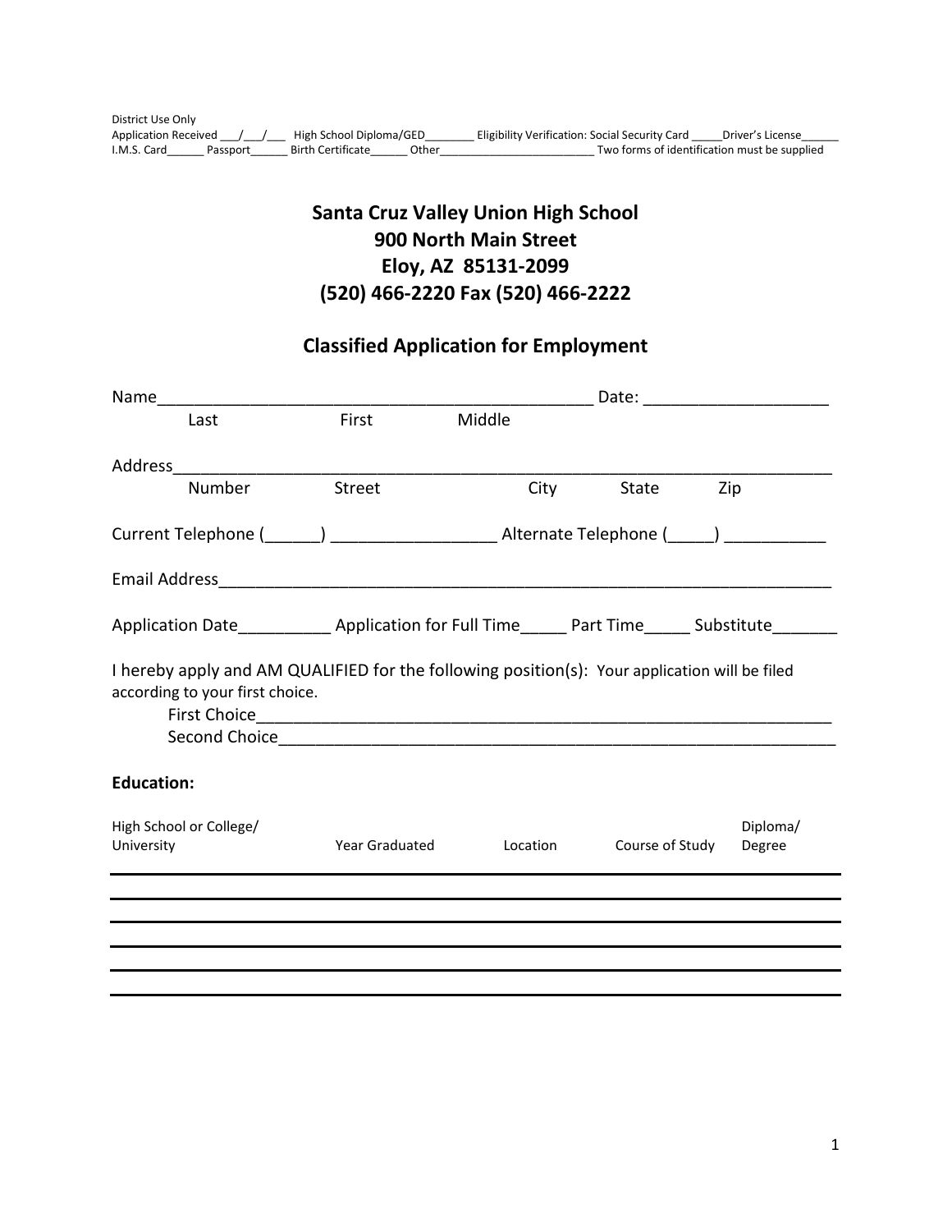District Use Only
Application Received ___/___/___ High School Diploma/GED________ Eligibility Verification: Social Security Card _____Driver's License______
I.M.S. Card______ Passport______ Birth Certificate______ Other_________________________ Two forms of identification must be supplied

# Santa Cruz Valley Union High School
# 900 North Main Street
# Eloy, AZ 85131-2099
# (520) 466-2220 Fax (520) 466-2222

## Classified Application for Employment

Name_______________________________________________ Date: ___________________
Last First Middle

Address_____________________________________________________________________
Number Street City State Zip

Current Telephone (______) _________________ Alternate Telephone (_____) ___________

Email Address_______________________________________________________________

Application Date__________ Application for Full Time_____ Part Time_____ Substitute_______

I hereby apply and AM QUALIFIED for the following position(s): Your application will be filed according to your first choice.

First Choice_________________________________________________________

Second Choice_______________________________________________________

**Education:**

| High School or College/ University | Year Graduated | Location | Course of Study | Diploma/ Degree |
|---|---|---|---|---|
| | | | | |
| | | | | |
| | | | | |
| | | | | |
| | | | | |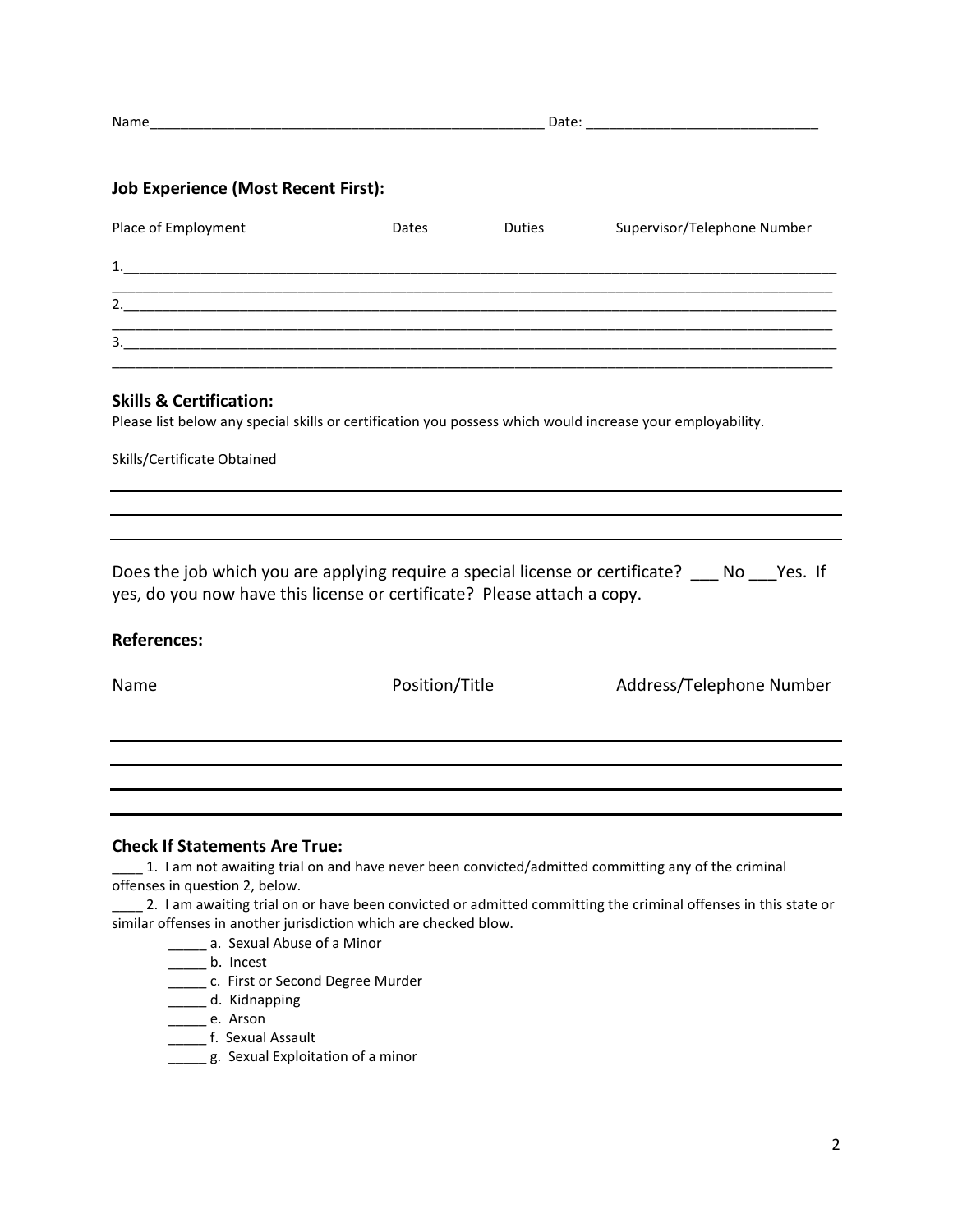Name_____________________________________________________ Date: ______________________________

### Job Experience (Most Recent First):

| Place of Employment | Dates | Duties | Supervisor/Telephone Number |
|---|---|---|---|
| 1. | | | |
| 2. | | | |
| 3. | | | |

### Skills & Certification:

Please list below any special skills or certification you possess which would increase your employability.

Skills/Certificate Obtained

______________________________________________________________________________

______________________________________________________________________________

______________________________________________________________________________

Does the job which you are applying require a special license or certificate? ___ No ___Yes. If yes, do you now have this license or certificate? Please attach a copy.

### References:

| Name | Position/Title | Address/Telephone Number |
|---|---|---|
| | | |
| | | |
| | | |

### Check If Statements Are True:

____ 1. I am not awaiting trial on and have never been convicted/admitted committing any of the criminal offenses in question 2, below.

____ 2. I am awaiting trial on or have been convicted or admitted committing the criminal offenses in this state or similar offenses in another jurisdiction which are checked blow.

- _____ a. Sexual Abuse of a Minor
- _____ b. Incest
- _____ c. First or Second Degree Murder
- _____ d. Kidnapping
- _____ e. Arson
- _____ f. Sexual Assault
- _____ g. Sexual Exploitation of a minor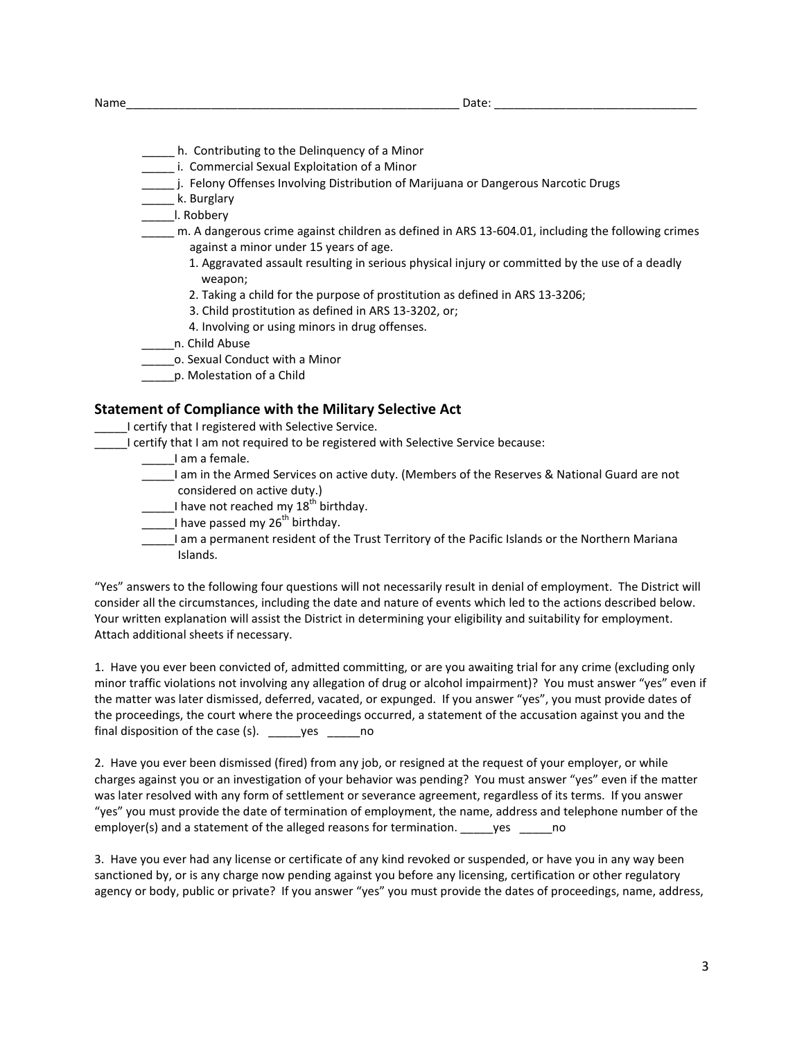Name_______________________________________________________ Date: _______________________________

_____ h. Contributing to the Delinquency of a Minor

_____ i. Commercial Sexual Exploitation of a Minor

_____ j. Felony Offenses Involving Distribution of Marijuana or Dangerous Narcotic Drugs

_____ k. Burglary

_____l. Robbery

_____ m. A dangerous crime against children as defined in ARS 13-604.01, including the following crimes against a minor under 15 years of age.

1. Aggravated assault resulting in serious physical injury or committed by the use of a deadly weapon;
2. Taking a child for the purpose of prostitution as defined in ARS 13-3206;
3. Child prostitution as defined in ARS 13-3202, or;
4. Involving or using minors in drug offenses.

_____n. Child Abuse

_____o. Sexual Conduct with a Minor

_____p. Molestation of a Child

## Statement of Compliance with the Military Selective Act

_____I certify that I registered with Selective Service.

_____I certify that I am not required to be registered with Selective Service because:

_____I am a female.

_____I am in the Armed Services on active duty. (Members of the Reserves & National Guard are not considered on active duty.)

_____I have not reached my 18th birthday.

_____I have passed my 26th birthday.

_____I am a permanent resident of the Trust Territory of the Pacific Islands or the Northern Mariana Islands.

"Yes" answers to the following four questions will not necessarily result in denial of employment. The District will consider all the circumstances, including the date and nature of events which led to the actions described below. Your written explanation will assist the District in determining your eligibility and suitability for employment. Attach additional sheets if necessary.

1. Have you ever been convicted of, admitted committing, or are you awaiting trial for any crime (excluding only minor traffic violations not involving any allegation of drug or alcohol impairment)? You must answer "yes" even if the matter was later dismissed, deferred, vacated, or expunged. If you answer "yes", you must provide dates of the proceedings, the court where the proceedings occurred, a statement of the accusation against you and the final disposition of the case (s). _____yes _____no

2. Have you ever been dismissed (fired) from any job, or resigned at the request of your employer, or while charges against you or an investigation of your behavior was pending? You must answer "yes" even if the matter was later resolved with any form of settlement or severance agreement, regardless of its terms. If you answer "yes" you must provide the date of termination of employment, the name, address and telephone number of the employer(s) and a statement of the alleged reasons for termination. _____yes _____no

3. Have you ever had any license or certificate of any kind revoked or suspended, or have you in any way been sanctioned by, or is any charge now pending against you before any licensing, certification or other regulatory agency or body, public or private? If you answer "yes" you must provide the dates of proceedings, name, address,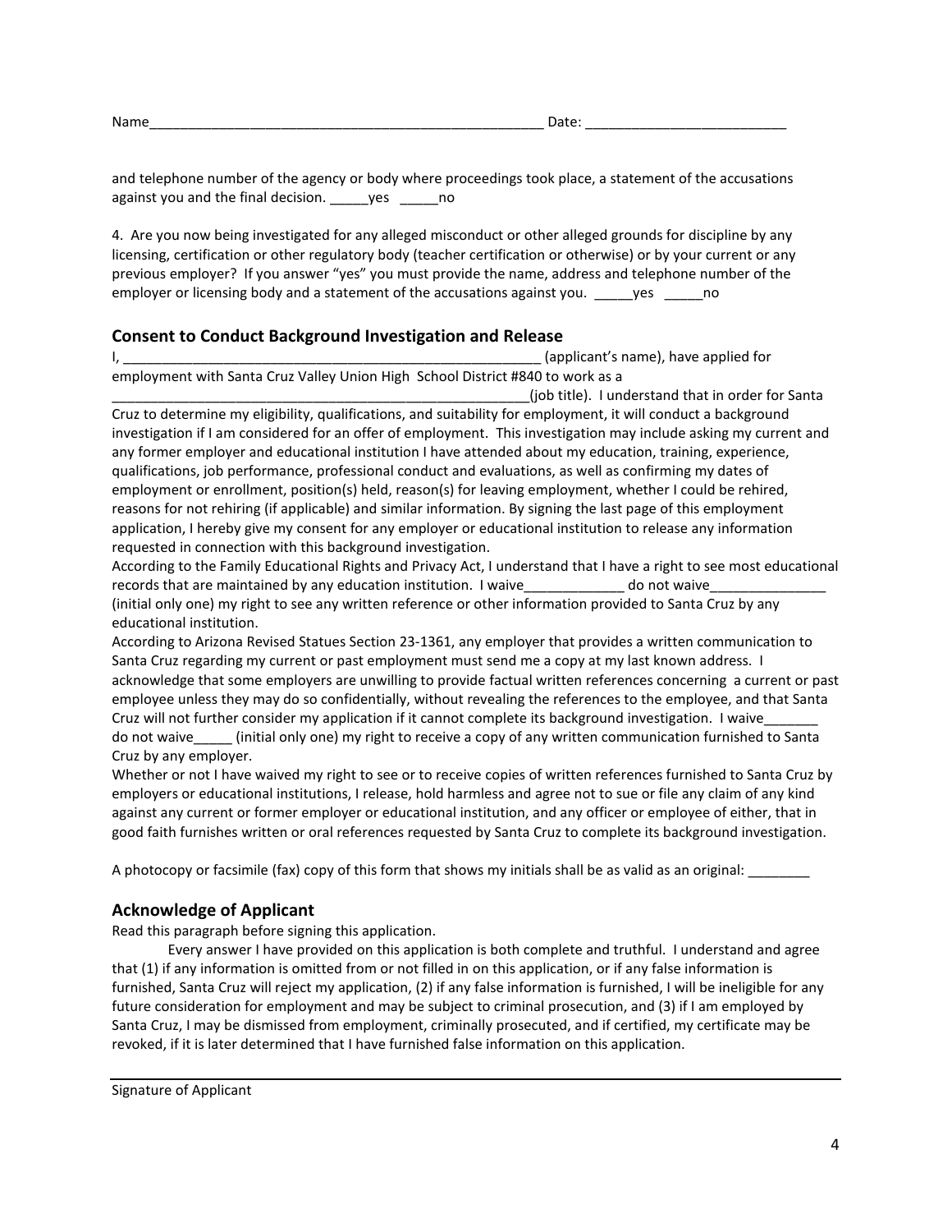Name______________________________________________________ Date: ___________________________

and telephone number of the agency or body where proceedings took place, a statement of the accusations against you and the final decision. _____yes _____no

4. Are you now being investigated for any alleged misconduct or other alleged grounds for discipline by any licensing, certification or other regulatory body (teacher certification or otherwise) or by your current or any previous employer? If you answer "yes" you must provide the name, address and telephone number of the employer or licensing body and a statement of the accusations against you. _____yes _____no

## Consent to Conduct Background Investigation and Release

I, _______________________________________________________ (applicant's name), have applied for employment with Santa Cruz Valley Union High School District #840 to work as a _______________________________________________________(job title). I understand that in order for Santa Cruz to determine my eligibility, qualifications, and suitability for employment, it will conduct a background investigation if I am considered for an offer of employment. This investigation may include asking my current and any former employer and educational institution I have attended about my education, training, experience, qualifications, job performance, professional conduct and evaluations, as well as confirming my dates of employment or enrollment, position(s) held, reason(s) for leaving employment, whether I could be rehired, reasons for not rehiring (if applicable) and similar information. By signing the last page of this employment application, I hereby give my consent for any employer or educational institution to release any information requested in connection with this background investigation.

According to the Family Educational Rights and Privacy Act, I understand that I have a right to see most educational records that are maintained by any education institution. I waive_____________ do not waive_______________ (initial only one) my right to see any written reference or other information provided to Santa Cruz by any educational institution.

According to Arizona Revised Statues Section 23-1361, any employer that provides a written communication to Santa Cruz regarding my current or past employment must send me a copy at my last known address. I acknowledge that some employers are unwilling to provide factual written references concerning a current or past employee unless they may do so confidentially, without revealing the references to the employee, and that Santa Cruz will not further consider my application if it cannot complete its background investigation. I waive_______ do not waive_____ (initial only one) my right to receive a copy of any written communication furnished to Santa Cruz by any employer.

Whether or not I have waived my right to see or to receive copies of written references furnished to Santa Cruz by employers or educational institutions, I release, hold harmless and agree not to sue or file any claim of any kind against any current or former employer or educational institution, and any officer or employee of either, that in good faith furnishes written or oral references requested by Santa Cruz to complete its background investigation.

A photocopy or facsimile (fax) copy of this form that shows my initials shall be as valid as an original: ________

## Acknowledge of Applicant

Read this paragraph before signing this application.

Every answer I have provided on this application is both complete and truthful. I understand and agree that (1) if any information is omitted from or not filled in on this application, or if any false information is furnished, Santa Cruz will reject my application, (2) if any false information is furnished, I will be ineligible for any future consideration for employment and may be subject to criminal prosecution, and (3) if I am employed by Santa Cruz, I may be dismissed from employment, criminally prosecuted, and if certified, my certificate may be revoked, if it is later determined that I have furnished false information on this application.

_______________________________________________________________________________

Signature of Applicant